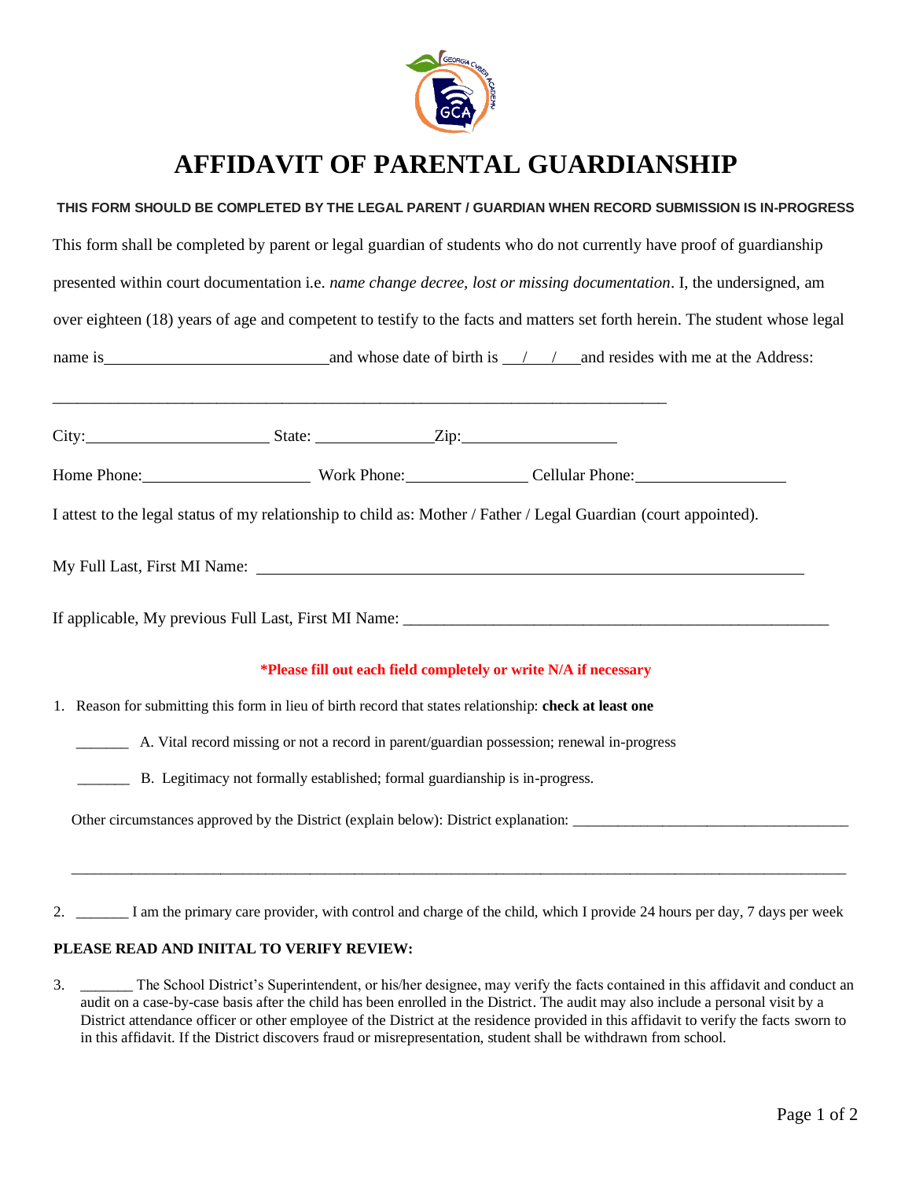# AFFIDAVIT OF PARENTAL GUARDIANSHIP

**THIS FORM SHOULD BE COMPLETED BY THE LEGAL PARENT / GUARDIAN WHEN RECORD SUBMISSION IS IN-PROGRESS**

This form shall be completed by parent or legal guardian of students who do not currently have proof of guardianship presented within court documentation i.e. *name change decree, lost or missing documentation*. I, the undersigned, am over eighteen (18) years of age and competent to testify to the facts and matters set forth herein. The student whose legal name is\_\_\_\_\_\_\_\_\_\_\_\_\_\_\_\_\_\_\_\_\_\_\_\_\_\_\_\_and whose date of birth is \_\_\_/\_\_\_/\_\_\_and resides with me at the Address:

\_\_\_\_\_\_\_\_\_\_\_\_\_\_\_\_\_\_\_\_\_\_\_\_\_\_\_\_\_\_\_\_\_\_\_\_\_\_\_\_\_\_\_\_\_\_\_\_\_\_\_\_\_\_\_\_\_\_\_\_\_\_\_\_\_\_\_\_\_\_\_\_\_\_\_\_

City:\_\_\_\_\_\_\_\_\_\_\_\_\_\_\_\_\_\_\_\_\_\_\_ State: \_\_\_\_\_\_\_\_\_\_\_\_\_\_\_Zip:\_\_\_\_\_\_\_\_\_\_\_\_\_\_\_\_\_\_\_\_

Home Phone:\_\_\_\_\_\_\_\_\_\_\_\_\_\_\_\_\_\_\_\_\_ Work Phone:\_\_\_\_\_\_\_\_\_\_\_\_\_\_\_\_ Cellular Phone:\_\_\_\_\_\_\_\_\_\_\_\_\_\_\_\_\_\_\_

I attest to the legal status of my relationship to child as: Mother / Father / Legal Guardian (court appointed).

My Full Last, First MI Name: \_\_\_\_\_\_\_\_\_\_\_\_\_\_\_\_\_\_\_\_\_\_\_\_\_\_\_\_\_\_\_\_\_\_\_\_\_\_\_\_\_\_\_\_\_\_\_\_\_\_\_\_\_\_\_\_\_\_\_\_\_\_\_\_\_\_

If applicable, My previous Full Last, First MI Name: \_\_\_\_\_\_\_\_\_\_\_\_\_\_\_\_\_\_\_\_\_\_\_\_\_\_\_\_\_\_\_\_\_\_\_\_\_\_\_\_\_\_\_\_\_\_\_\_\_\_\_\_\_

**\*Please fill out each field completely or write N/A if necessary**

1. Reason for submitting this form in lieu of birth record that states relationship: **check at least one**

   \_\_\_\_\_\_\_ A. Vital record missing or not a record in parent/guardian possession; renewal in-progress

   \_\_\_\_\_\_\_ B. Legitimacy not formally established; formal guardianship is in-progress.

   Other circumstances approved by the District (explain below): District explanation: \_\_\_\_\_\_\_\_\_\_\_\_\_\_\_\_\_\_\_\_\_\_\_\_\_\_\_\_\_\_\_\_\_\_\_\_\_\_

   \_\_\_\_\_\_\_\_\_\_\_\_\_\_\_\_\_\_\_\_\_\_\_\_\_\_\_\_\_\_\_\_\_\_\_\_\_\_\_\_\_\_\_\_\_\_\_\_\_\_\_\_\_\_\_\_\_\_\_\_\_\_\_\_\_\_\_\_\_\_\_\_\_\_\_\_\_\_\_\_\_\_\_\_\_\_\_\_\_\_\_\_\_

2. \_\_\_\_\_\_\_ I am the primary care provider, with control and charge of the child, which I provide 24 hours per day, 7 days per week

**PLEASE READ AND INIITAL TO VERIFY REVIEW:**

3. \_\_\_\_\_\_\_ The School District's Superintendent, or his/her designee, may verify the facts contained in this affidavit and conduct an audit on a case-by-case basis after the child has been enrolled in the District. The audit may also include a personal visit by a District attendance officer or other employee of the District at the residence provided in this affidavit to verify the facts sworn to in this affidavit. If the District discovers fraud or misrepresentation, student shall be withdrawn from school.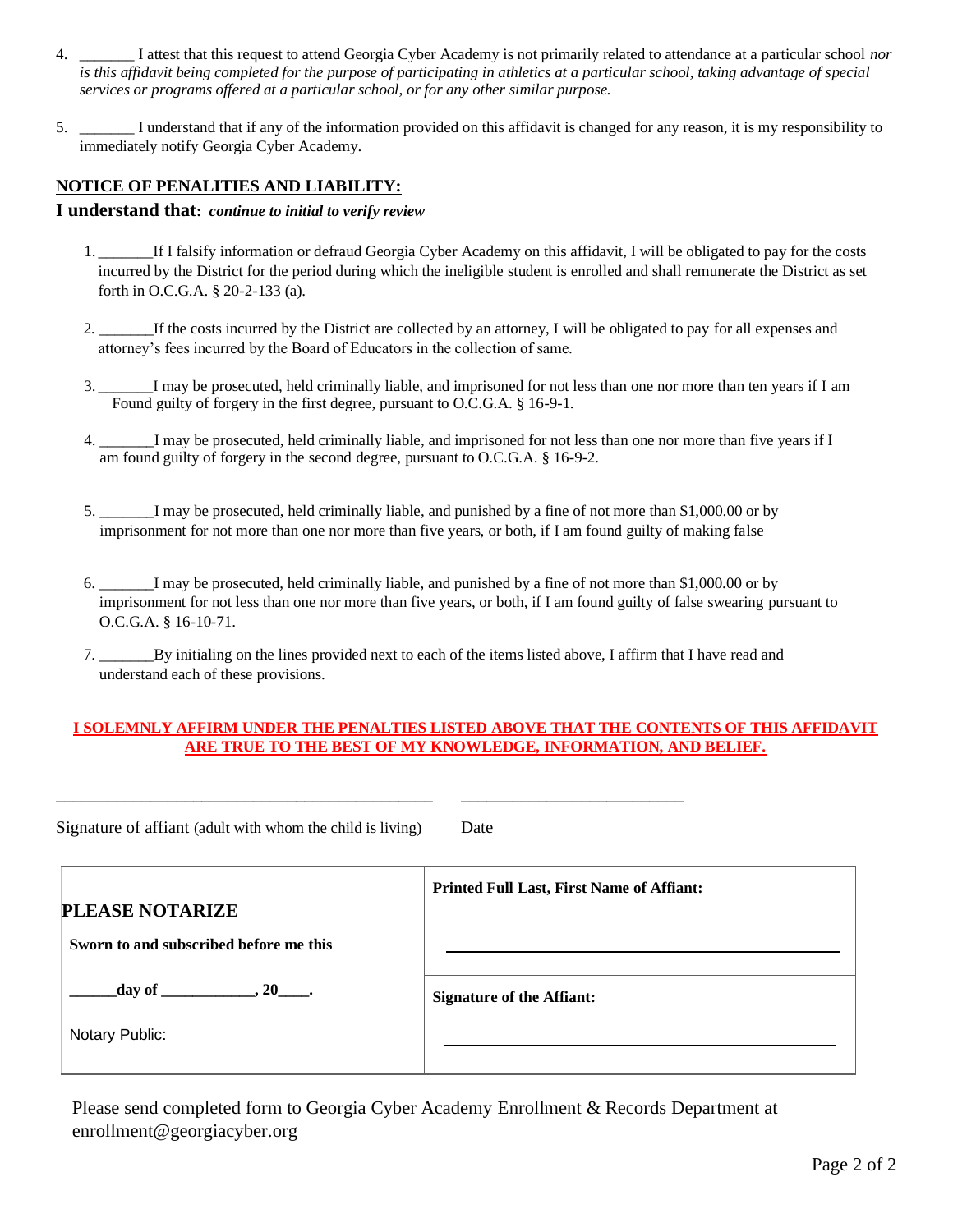4. _______ I attest that this request to attend Georgia Cyber Academy is not primarily related to attendance at a particular school *nor is this affidavit being completed for the purpose of participating in athletics at a particular school, taking advantage of special services or programs offered at a particular school, or for any other similar purpose.*

5. _______ I understand that if any of the information provided on this affidavit is changed for any reason, it is my responsibility to immediately notify Georgia Cyber Academy.

## NOTICE OF PENALITIES AND LIABILITY:

**I understand that:** ***continue to initial to verify review***

1. _______If I falsify information or defraud Georgia Cyber Academy on this affidavit, I will be obligated to pay for the costs incurred by the District for the period during which the ineligible student is enrolled and shall remunerate the District as set forth in O.C.G.A. § 20-2-133 (a).

2. _______If the costs incurred by the District are collected by an attorney, I will be obligated to pay for all expenses and attorney's fees incurred by the Board of Educators in the collection of same.

3. _______I may be prosecuted, held criminally liable, and imprisoned for not less than one nor more than ten years if I am Found guilty of forgery in the first degree, pursuant to O.C.G.A. § 16-9-1.

4. _______I may be prosecuted, held criminally liable, and imprisoned for not less than one nor more than five years if I am found guilty of forgery in the second degree, pursuant to O.C.G.A. § 16-9-2.

5. _______I may be prosecuted, held criminally liable, and punished by a fine of not more than $1,000.00 or by imprisonment for not more than one nor more than five years, or both, if I am found guilty of making false

6. _______I may be prosecuted, held criminally liable, and punished by a fine of not more than $1,000.00 or by imprisonment for not less than one nor more than five years, or both, if I am found guilty of false swearing pursuant to O.C.G.A. § 16-10-71.

7. _______By initialing on the lines provided next to each of the items listed above, I affirm that I have read and understand each of these provisions.

**I SOLEMNLY AFFIRM UNDER THE PENALTIES LISTED ABOVE THAT THE CONTENTS OF THIS AFFIDAVIT ARE TRUE TO THE BEST OF MY KNOWLEDGE, INFORMATION, AND BELIEF.**

_______________________________________________ ___________________________

Signature of affiant (adult with whom the child is living) Date

| | |
|---|---|
| **PLEASE NOTARIZE**<br>**Sworn to and subscribed before me this**<br>**______day of ____________, 20____.**<br>Notary Public: | **Printed Full Last, First Name of Affiant:**<br>________________________________ |
| | **Signature of the Affiant:**<br>________________________________ |

Please send completed form to Georgia Cyber Academy Enrollment & Records Department at enrollment@georgiacyber.org